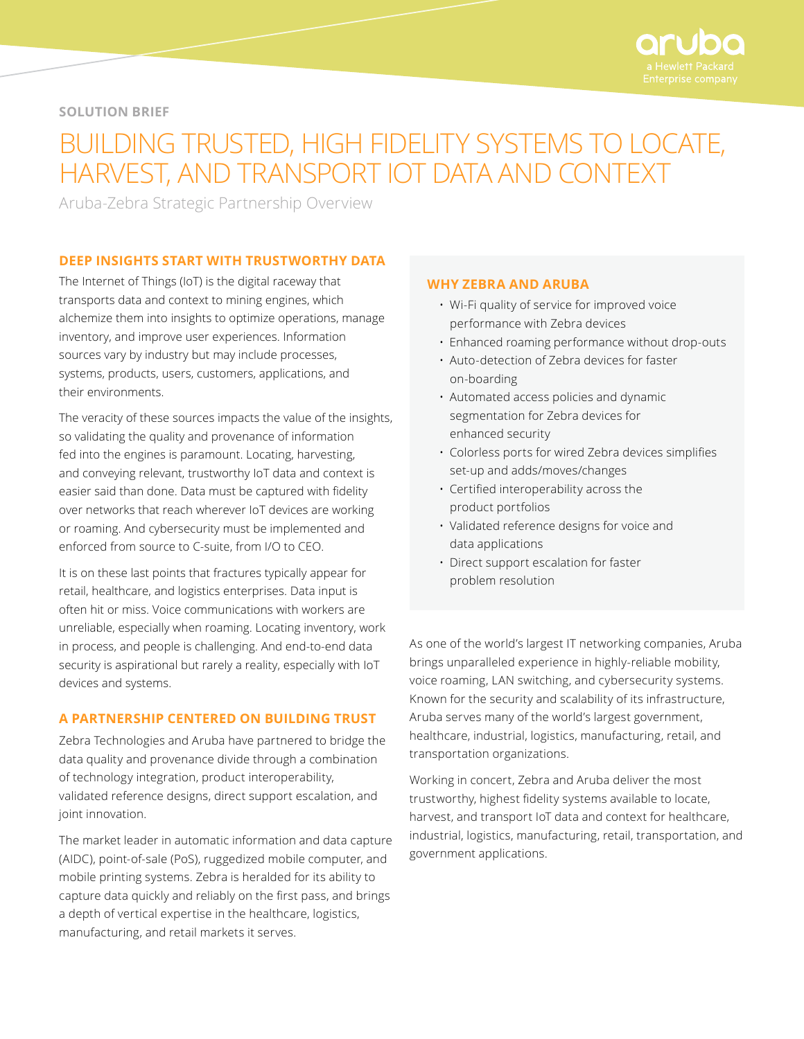SOLUTION BRIEF

# BUILDING TRUSTED, HIGH FIDELITY SYSTEMS TO LOCATE, HARVEST, AND TRANSPORT IOT DATA AND CONTEXT

Aruba-Zebra Strategic Partnership Overview

## DEEP INSIGHTS START WITH TRUSTWORTHY DATA

The Internet of Things (IoT) is the digital raceway that transports data and context to mining engines, which alchemize them into insights to optimize operations, manage inventory, and improve user experiences. Information sources vary by industry but may include processes, systems, products, users, customers, applications, and their environments.

The veracity of these sources impacts the value of the insights, so validating the quality and provenance of information fed into the engines is paramount. Locating, harvesting, and conveying relevant, trustworthy IoT data and context is easier said than done. Data must be captured with fidelity over networks that reach wherever IoT devices are working or roaming. And cybersecurity must be implemented and enforced from source to C-suite, from I/O to CEO.

It is on these last points that fractures typically appear for retail, healthcare, and logistics enterprises. Data input is often hit or miss. Voice communications with workers are unreliable, especially when roaming. Locating inventory, work in process, and people is challenging. And end-to-end data security is aspirational but rarely a reality, especially with IoT devices and systems.

## A PARTNERSHIP CENTERED ON BUILDING TRUST

Zebra Technologies and Aruba have partnered to bridge the data quality and provenance divide through a combination of technology integration, product interoperability, validated reference designs, direct support escalation, and joint innovation.

The market leader in automatic information and data capture (AIDC), point-of-sale (PoS), ruggedized mobile computer, and mobile printing systems. Zebra is heralded for its ability to capture data quickly and reliably on the first pass, and brings a depth of vertical expertise in the healthcare, logistics, manufacturing, and retail markets it serves.

## WHY ZEBRA AND ARUBA

- Wi-Fi quality of service for improved voice performance with Zebra devices
- Enhanced roaming performance without drop-outs
- Auto-detection of Zebra devices for faster on-boarding
- Automated access policies and dynamic segmentation for Zebra devices for enhanced security
- Colorless ports for wired Zebra devices simplifies set-up and adds/moves/changes
- Certified interoperability across the product portfolios
- Validated reference designs for voice and data applications
- Direct support escalation for faster problem resolution

As one of the world's largest IT networking companies, Aruba brings unparalleled experience in highly-reliable mobility, voice roaming, LAN switching, and cybersecurity systems. Known for the security and scalability of its infrastructure, Aruba serves many of the world's largest government, healthcare, industrial, logistics, manufacturing, retail, and transportation organizations.

Working in concert, Zebra and Aruba deliver the most trustworthy, highest fidelity systems available to locate, harvest, and transport IoT data and context for healthcare, industrial, logistics, manufacturing, retail, transportation, and government applications.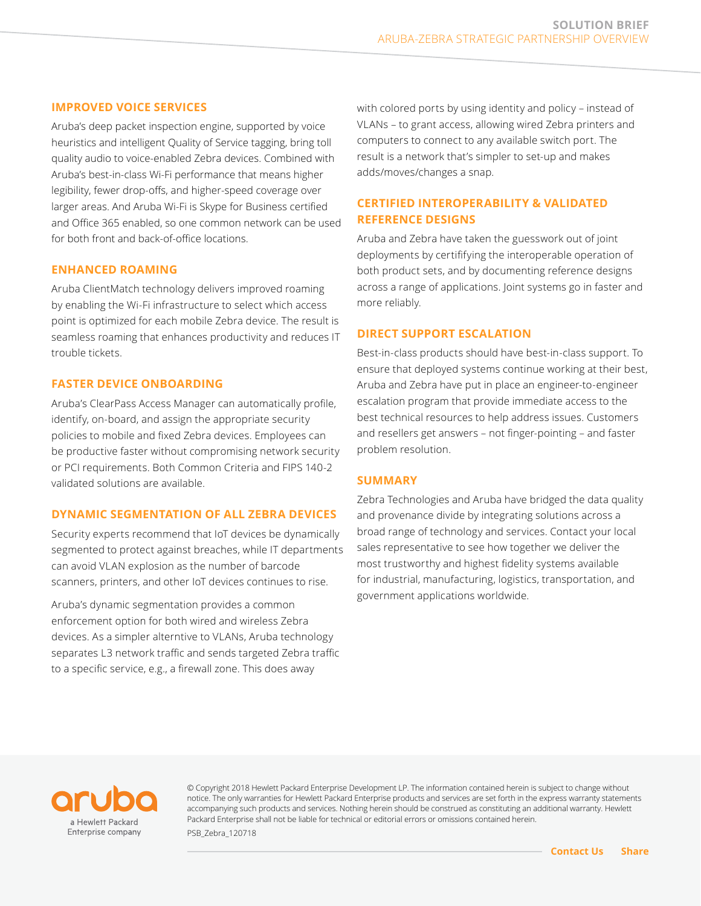## IMPROVED VOICE SERVICES

Aruba's deep packet inspection engine, supported by voice heuristics and intelligent Quality of Service tagging, bring toll quality audio to voice-enabled Zebra devices. Combined with Aruba's best-in-class Wi-Fi performance that means higher legibility, fewer drop-offs, and higher-speed coverage over larger areas. And Aruba Wi-Fi is Skype for Business certified and Office 365 enabled, so one common network can be used for both front and back-of-office locations.

## ENHANCED ROAMING

Aruba ClientMatch technology delivers improved roaming by enabling the Wi-Fi infrastructure to select which access point is optimized for each mobile Zebra device. The result is seamless roaming that enhances productivity and reduces IT trouble tickets.

## FASTER DEVICE ONBOARDING

Aruba's ClearPass Access Manager can automatically profile, identify, on-board, and assign the appropriate security policies to mobile and fixed Zebra devices. Employees can be productive faster without compromising network security or PCI requirements. Both Common Criteria and FIPS 140-2 validated solutions are available.

## DYNAMIC SEGMENTATION OF ALL ZEBRA DEVICES

Security experts recommend that IoT devices be dynamically segmented to protect against breaches, while IT departments can avoid VLAN explosion as the number of barcode scanners, printers, and other IoT devices continues to rise.

Aruba's dynamic segmentation provides a common enforcement option for both wired and wireless Zebra devices. As a simpler alterntive to VLANs, Aruba technology separates L3 network traffic and sends targeted Zebra traffic to a specific service, e.g., a firewall zone. This does away with colored ports by using identity and policy – instead of VLANs – to grant access, allowing wired Zebra printers and computers to connect to any available switch port. The result is a network that's simpler to set-up and makes adds/moves/changes a snap.

## CERTIFIED INTEROPERABILITY & VALIDATED REFERENCE DESIGNS

Aruba and Zebra have taken the guesswork out of joint deployments by certifiying the interoperable operation of both product sets, and by documenting reference designs across a range of applications. Joint systems go in faster and more reliably.

## DIRECT SUPPORT ESCALATION

Best-in-class products should have best-in-class support. To ensure that deployed systems continue working at their best, Aruba and Zebra have put in place an engineer-to-engineer escalation program that provide immediate access to the best technical resources to help address issues. Customers and resellers get answers – not finger-pointing – and faster problem resolution.

## SUMMARY

Zebra Technologies and Aruba have bridged the data quality and provenance divide by integrating solutions across a broad range of technology and services. Contact your local sales representative to see how together we deliver the most trustworthy and highest fidelity systems available for industrial, manufacturing, logistics, transportation, and government applications worldwide.

aruba
a Hewlett Packard Enterprise company

© Copyright 2018 Hewlett Packard Enterprise Development LP. The information contained herein is subject to change without notice. The only warranties for Hewlett Packard Enterprise products and services are set forth in the express warranty statements accompanying such products and services. Nothing herein should be construed as constituting an additional warranty. Hewlett Packard Enterprise shall not be liable for technical or editorial errors or omissions contained herein.

PSB_Zebra_120718

Contact Us Share